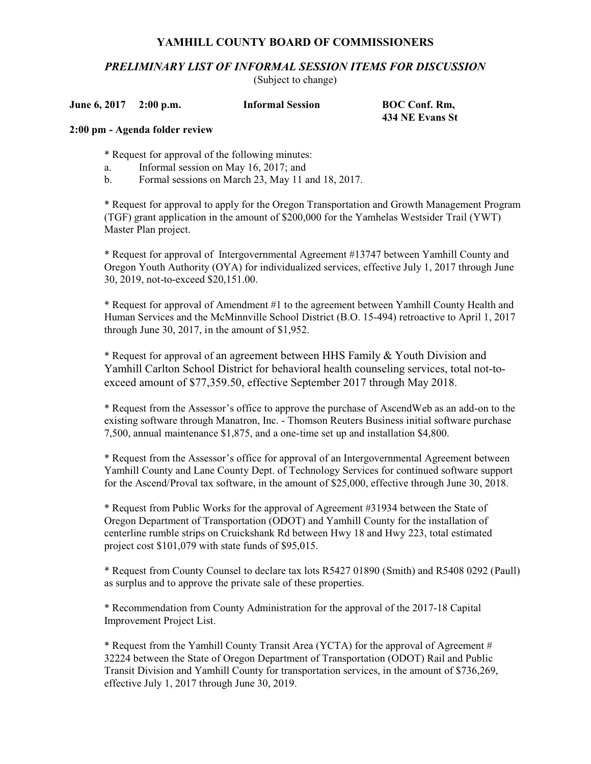# YAMHILL COUNTY BOARD OF COMMISSIONERS

## *PRELIMINARY LIST OF INFORMAL SESSION ITEMS FOR DISCUSSION*

(Subject to change)

**June 6, 2017 2:00 p.m. Informal Session BOC Conf. Rm, 434 NE Evans St**

**2:00 pm - Agenda folder review**

* Request for approval of the following minutes:
  a. Informal session on May 16, 2017; and
  b. Formal sessions on March 23, May 11 and 18, 2017.

* Request for approval to apply for the Oregon Transportation and Growth Management Program (TGF) grant application in the amount of $200,000 for the Yamhelas Westsider Trail (YWT) Master Plan project.

* Request for approval of Intergovernmental Agreement #13747 between Yamhill County and Oregon Youth Authority (OYA) for individualized services, effective July 1, 2017 through June 30, 2019, not-to-exceed $20,151.00.

* Request for approval of Amendment #1 to the agreement between Yamhill County Health and Human Services and the McMinnville School District (B.O. 15-494) retroactive to April 1, 2017 through June 30, 2017, in the amount of $1,952.

* Request for approval of an agreement between HHS Family & Youth Division and Yamhill Carlton School District for behavioral health counseling services, total not-to-exceed amount of $77,359.50, effective September 2017 through May 2018.

* Request from the Assessor's office to approve the purchase of AscendWeb as an add-on to the existing software through Manatron, Inc. - Thomson Reuters Business initial software purchase 7,500, annual maintenance $1,875, and a one-time set up and installation $4,800.

* Request from the Assessor's office for approval of an Intergovernmental Agreement between Yamhill County and Lane County Dept. of Technology Services for continued software support for the Ascend/Proval tax software, in the amount of $25,000, effective through June 30, 2018.

* Request from Public Works for the approval of Agreement #31934 between the State of Oregon Department of Transportation (ODOT) and Yamhill County for the installation of centerline rumble strips on Cruickshank Rd between Hwy 18 and Hwy 223, total estimated project cost $101,079 with state funds of $95,015.

* Request from County Counsel to declare tax lots R5427 01890 (Smith) and R5408 0292 (Paull) as surplus and to approve the private sale of these properties.

* Recommendation from County Administration for the approval of the 2017-18 Capital Improvement Project List.

* Request from the Yamhill County Transit Area (YCTA) for the approval of Agreement # 32224 between the State of Oregon Department of Transportation (ODOT) Rail and Public Transit Division and Yamhill County for transportation services, in the amount of $736,269, effective July 1, 2017 through June 30, 2019.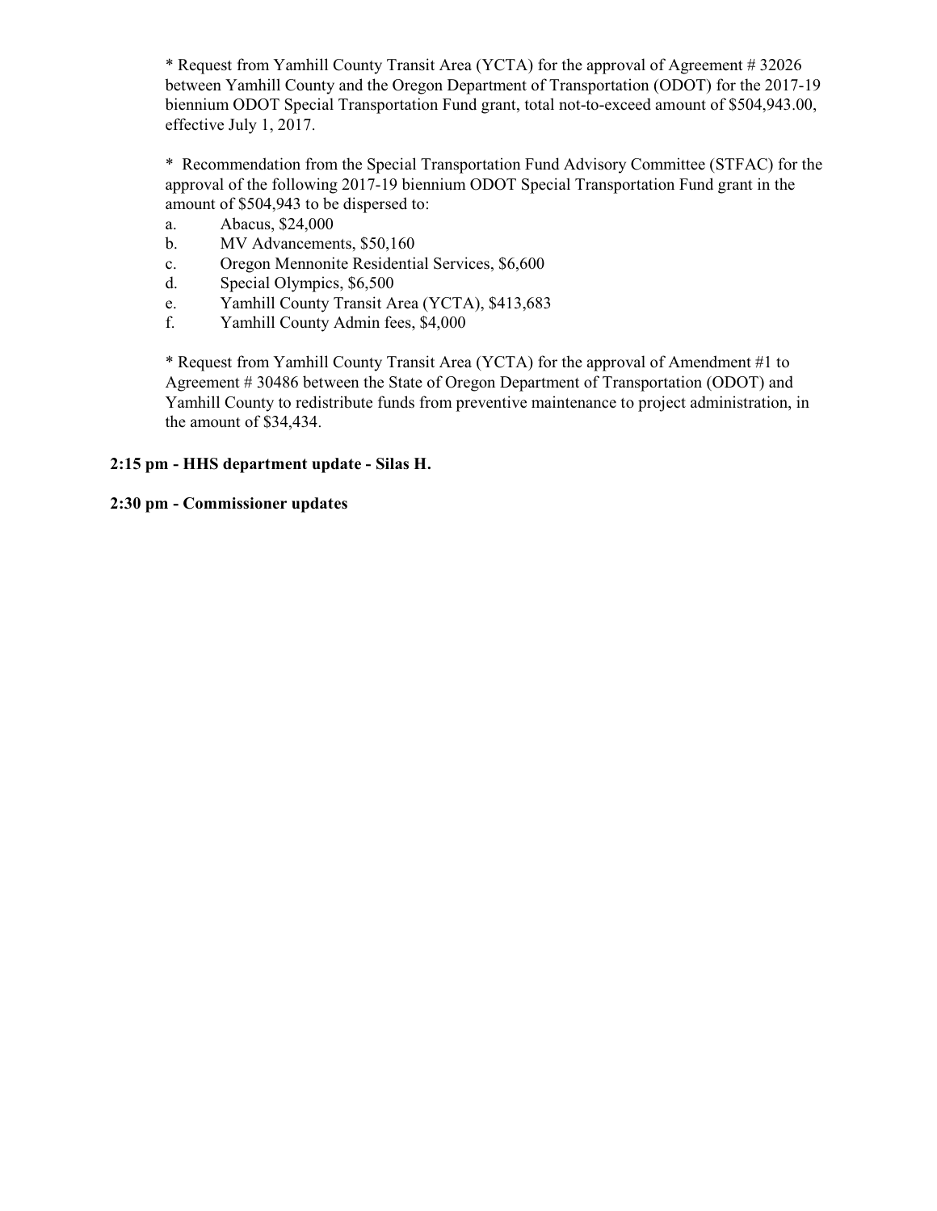* Request from Yamhill County Transit Area (YCTA) for the approval of Agreement # 32026 between Yamhill County and the Oregon Department of Transportation (ODOT) for the 2017-19 biennium ODOT Special Transportation Fund grant, total not-to-exceed amount of $504,943.00, effective July 1, 2017.

* Recommendation from the Special Transportation Fund Advisory Committee (STFAC) for the approval of the following 2017-19 biennium ODOT Special Transportation Fund grant in the amount of $504,943 to be dispersed to:

a. Abacus, $24,000
b. MV Advancements, $50,160
c. Oregon Mennonite Residential Services, $6,600
d. Special Olympics, $6,500
e. Yamhill County Transit Area (YCTA), $413,683
f. Yamhill County Admin fees, $4,000

* Request from Yamhill County Transit Area (YCTA) for the approval of Amendment #1 to Agreement # 30486 between the State of Oregon Department of Transportation (ODOT) and Yamhill County to redistribute funds from preventive maintenance to project administration, in the amount of $34,434.

**2:15 pm - HHS department update - Silas H.**

**2:30 pm - Commissioner updates**